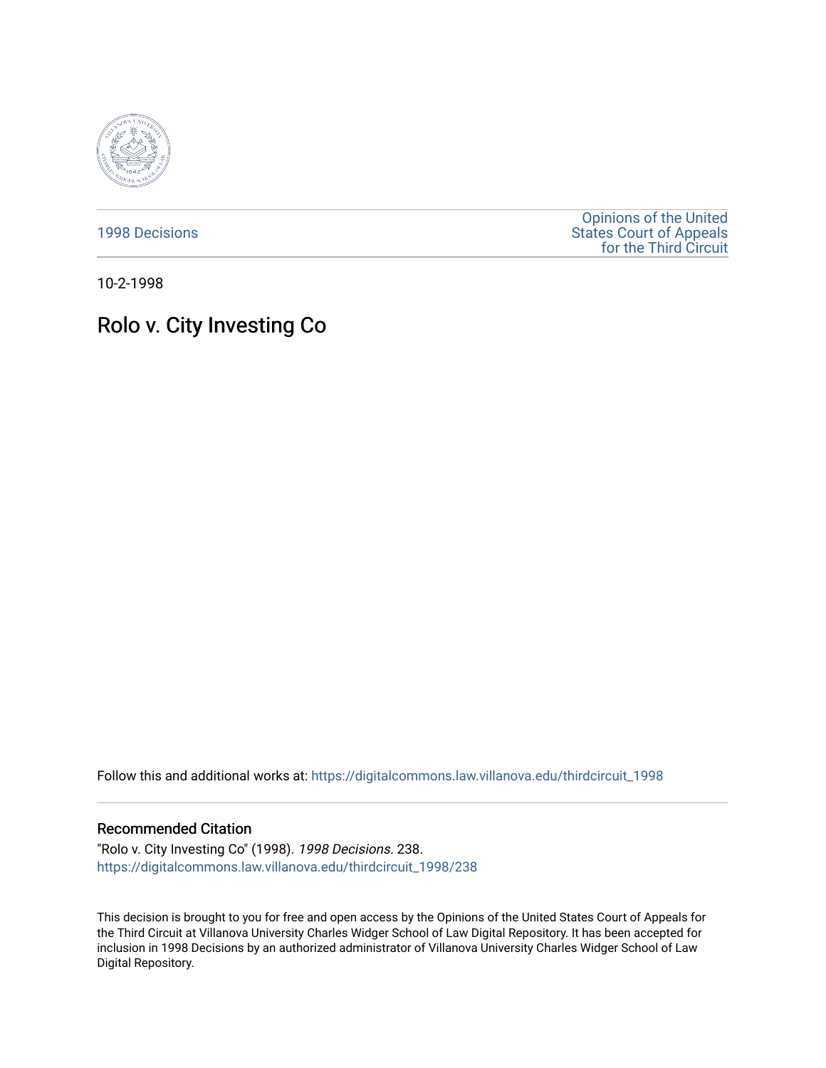1998 Decisions

Opinions of the United States Court of Appeals for the Third Circuit

10-2-1998

# Rolo v. City Investing Co

Follow this and additional works at: https://digitalcommons.law.villanova.edu/thirdcircuit_1998

## Recommended Citation

"Rolo v. City Investing Co" (1998). *1998 Decisions*. 238.
https://digitalcommons.law.villanova.edu/thirdcircuit_1998/238

This decision is brought to you for free and open access by the Opinions of the United States Court of Appeals for the Third Circuit at Villanova University Charles Widger School of Law Digital Repository. It has been accepted for inclusion in 1998 Decisions by an authorized administrator of Villanova University Charles Widger School of Law Digital Repository.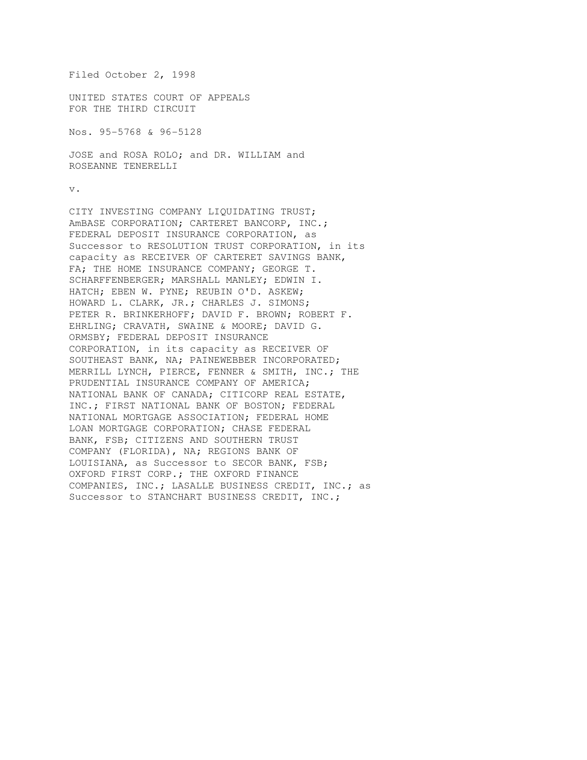Filed October 2, 1998

UNITED STATES COURT OF APPEALS
FOR THE THIRD CIRCUIT

Nos. 95-5768 & 96-5128

JOSE and ROSA ROLO; and DR. WILLIAM and
ROSEANNE TENERELLI

v.

CITY INVESTING COMPANY LIQUIDATING TRUST;
AmBASE CORPORATION; CARTERET BANCORP, INC.;
FEDERAL DEPOSIT INSURANCE CORPORATION, as
Successor to RESOLUTION TRUST CORPORATION, in its
capacity as RECEIVER OF CARTERET SAVINGS BANK,
FA; THE HOME INSURANCE COMPANY; GEORGE T.
SCHARFFENBERGER; MARSHALL MANLEY; EDWIN I.
HATCH; EBEN W. PYNE; REUBIN O'D. ASKEW;
HOWARD L. CLARK, JR.; CHARLES J. SIMONS;
PETER R. BRINKERHOFF; DAVID F. BROWN; ROBERT F.
EHRLING; CRAVATH, SWAINE & MOORE; DAVID G.
ORMSBY; FEDERAL DEPOSIT INSURANCE
CORPORATION, in its capacity as RECEIVER OF
SOUTHEAST BANK, NA; PAINEWEBBER INCORPORATED;
MERRILL LYNCH, PIERCE, FENNER & SMITH, INC.; THE
PRUDENTIAL INSURANCE COMPANY OF AMERICA;
NATIONAL BANK OF CANADA; CITICORP REAL ESTATE,
INC.; FIRST NATIONAL BANK OF BOSTON; FEDERAL
NATIONAL MORTGAGE ASSOCIATION; FEDERAL HOME
LOAN MORTGAGE CORPORATION; CHASE FEDERAL
BANK, FSB; CITIZENS AND SOUTHERN TRUST
COMPANY (FLORIDA), NA; REGIONS BANK OF
LOUISIANA, as Successor to SECOR BANK, FSB;
OXFORD FIRST CORP.; THE OXFORD FINANCE
COMPANIES, INC.; LASALLE BUSINESS CREDIT, INC.; as
Successor to STANCHART BUSINESS CREDIT, INC.;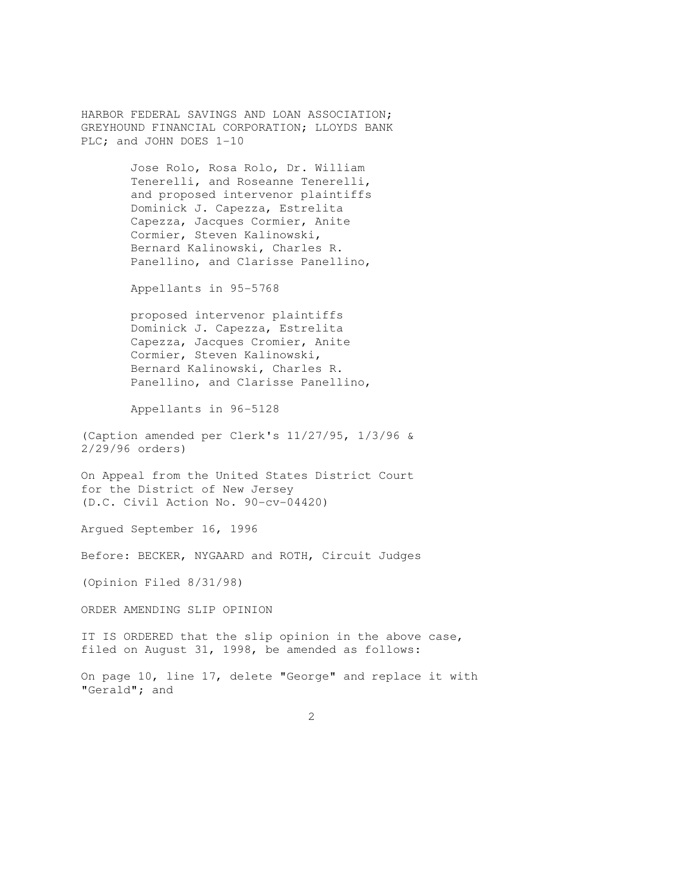HARBOR FEDERAL SAVINGS AND LOAN ASSOCIATION;
GREYHOUND FINANCIAL CORPORATION; LLOYDS BANK
PLC; and JOHN DOES 1-10

Jose Rolo, Rosa Rolo, Dr. William
Tenerelli, and Roseanne Tenerelli,
and proposed intervenor plaintiffs
Dominick J. Capezza, Estrelita
Capezza, Jacques Cormier, Anite
Cormier, Steven Kalinowski,
Bernard Kalinowski, Charles R.
Panellino, and Clarisse Panellino,

Appellants in 95-5768

proposed intervenor plaintiffs
Dominick J. Capezza, Estrelita
Capezza, Jacques Cromier, Anite
Cormier, Steven Kalinowski,
Bernard Kalinowski, Charles R.
Panellino, and Clarisse Panellino,

Appellants in 96-5128

(Caption amended per Clerk's 11/27/95, 1/3/96 &
2/29/96 orders)

On Appeal from the United States District Court
for the District of New Jersey
(D.C. Civil Action No. 90-cv-04420)

Argued September 16, 1996

Before: BECKER, NYGAARD and ROTH, Circuit Judges

(Opinion Filed 8/31/98)

ORDER AMENDING SLIP OPINION

IT IS ORDERED that the slip opinion in the above case,
filed on August 31, 1998, be amended as follows:

On page 10, line 17, delete "George" and replace it with
"Gerald"; and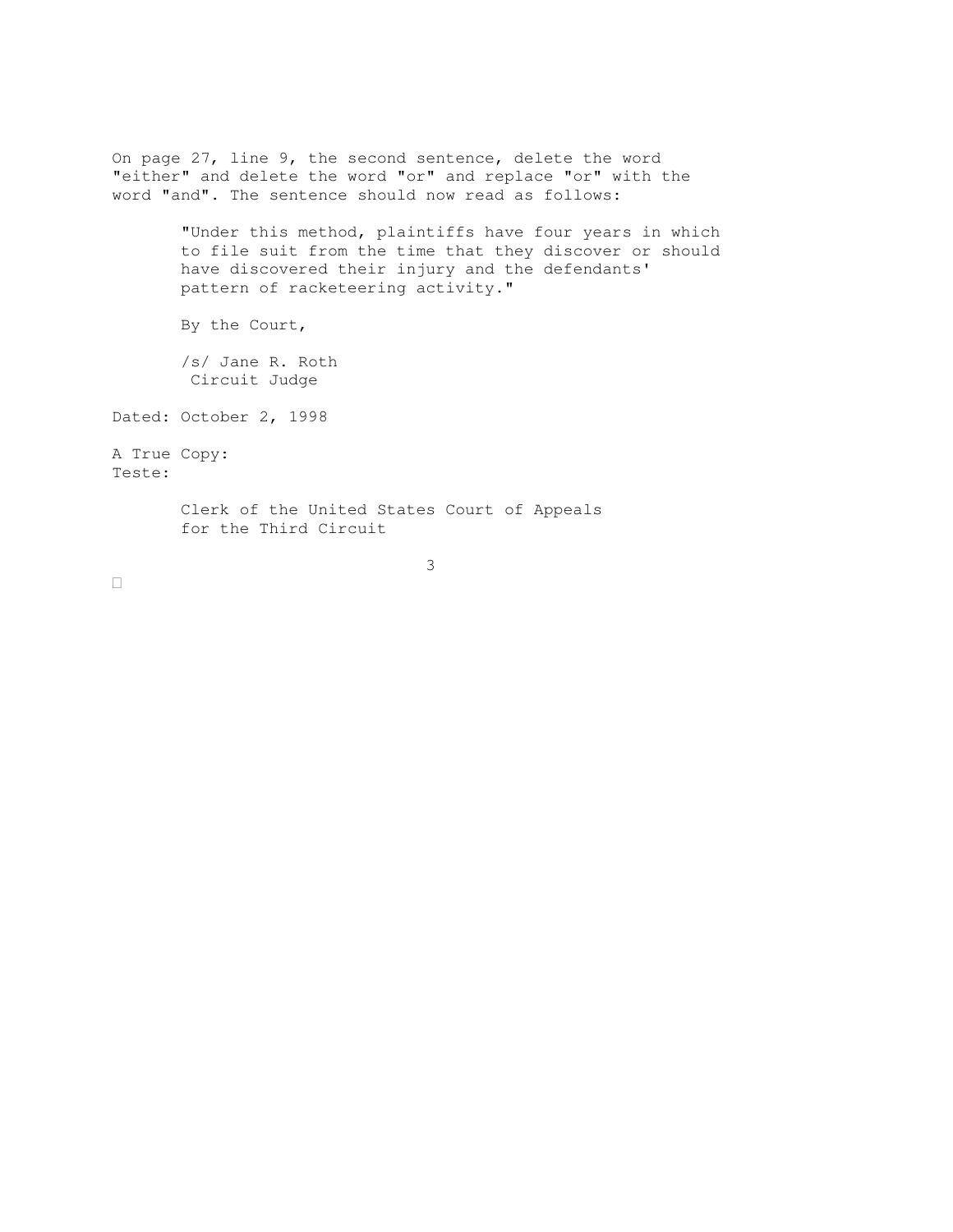On page 27, line 9, the second sentence, delete the word "either" and delete the word "or" and replace "or" with the word "and". The sentence should now read as follows:

> "Under this method, plaintiffs have four years in which to file suit from the time that they discover or should have discovered their injury and the defendants' pattern of racketeering activity."

By the Court,

/s/ Jane R. Roth
Circuit Judge

Dated: October 2, 1998

A True Copy:
Teste:

Clerk of the United States Court of Appeals
for the Third Circuit